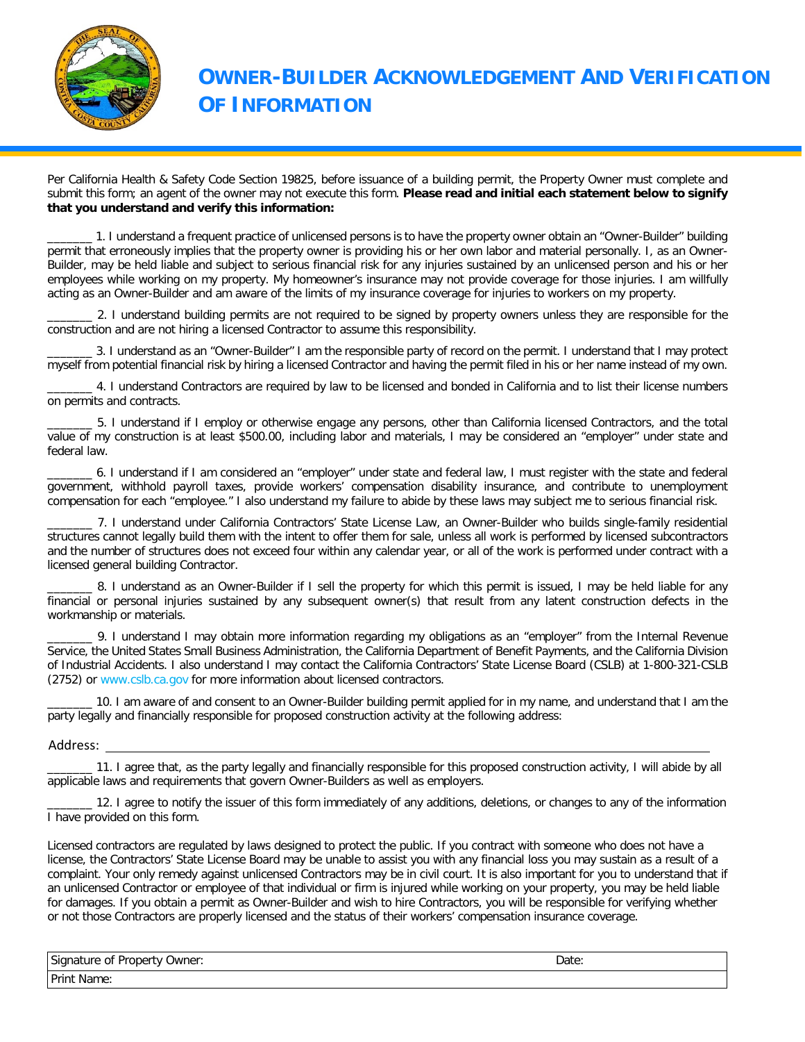# OWNER-BUILDER ACKNOWLEDGEMENT AND VERIFICATION OF INFORMATION

Per California Health & Safety Code Section 19825, before issuance of a building permit, the Property Owner must complete and submit this form; an agent of the owner may not execute this form. **Please read and initial each statement below to signify that you understand and verify this information:**

_______ 1. I understand a frequent practice of unlicensed persons is to have the property owner obtain an "Owner-Builder" building permit that erroneously implies that the property owner is providing his or her own labor and material personally. I, as an Owner-Builder, may be held liable and subject to serious financial risk for any injuries sustained by an unlicensed person and his or her employees while working on my property. My homeowner's insurance may not provide coverage for those injuries. I am willfully acting as an Owner-Builder and am aware of the limits of my insurance coverage for injuries to workers on my property.

_______ 2. I understand building permits are not required to be signed by property owners unless they are responsible for the construction and are not hiring a licensed Contractor to assume this responsibility.

_______ 3. I understand as an "Owner-Builder" I am the responsible party of record on the permit. I understand that I may protect myself from potential financial risk by hiring a licensed Contractor and having the permit filed in his or her name instead of my own.

_______ 4. I understand Contractors are required by law to be licensed and bonded in California and to list their license numbers on permits and contracts.

_______ 5. I understand if I employ or otherwise engage any persons, other than California licensed Contractors, and the total value of my construction is at least $500.00, including labor and materials, I may be considered an "employer" under state and federal law.

_______ 6. I understand if I am considered an "employer" under state and federal law, I must register with the state and federal government, withhold payroll taxes, provide workers' compensation disability insurance, and contribute to unemployment compensation for each "employee." I also understand my failure to abide by these laws may subject me to serious financial risk.

_______ 7. I understand under California Contractors' State License Law, an Owner-Builder who builds single-family residential structures cannot legally build them with the intent to offer them for sale, unless all work is performed by licensed subcontractors and the number of structures does not exceed four within any calendar year, or all of the work is performed under contract with a licensed general building Contractor.

_______ 8. I understand as an Owner-Builder if I sell the property for which this permit is issued, I may be held liable for any financial or personal injuries sustained by any subsequent owner(s) that result from any latent construction defects in the workmanship or materials.

_______ 9. I understand I may obtain more information regarding my obligations as an "employer" from the Internal Revenue Service, the United States Small Business Administration, the California Department of Benefit Payments, and the California Division of Industrial Accidents. I also understand I may contact the California Contractors' State License Board (CSLB) at 1-800-321-CSLB (2752) or www.cslb.ca.gov for more information about licensed contractors.

_______ 10. I am aware of and consent to an Owner-Builder building permit applied for in my name, and understand that I am the party legally and financially responsible for proposed construction activity at the following address:

Address: ____________________________________________

_______ 11. I agree that, as the party legally and financially responsible for this proposed construction activity, I will abide by all applicable laws and requirements that govern Owner-Builders as well as employers.

_______ 12. I agree to notify the issuer of this form immediately of any additions, deletions, or changes to any of the information I have provided on this form.

Licensed contractors are regulated by laws designed to protect the public. If you contract with someone who does not have a license, the Contractors' State License Board may be unable to assist you with any financial loss you may sustain as a result of a complaint. Your only remedy against unlicensed Contractors may be in civil court. It is also important for you to understand that if an unlicensed Contractor or employee of that individual or firm is injured while working on your property, you may be held liable for damages. If you obtain a permit as Owner-Builder and wish to hire Contractors, you will be responsible for verifying whether or not those Contractors are properly licensed and the status of their workers' compensation insurance coverage.

| | |
|---|---|
| Signature of Property Owner: | Date: |
| Print Name: | |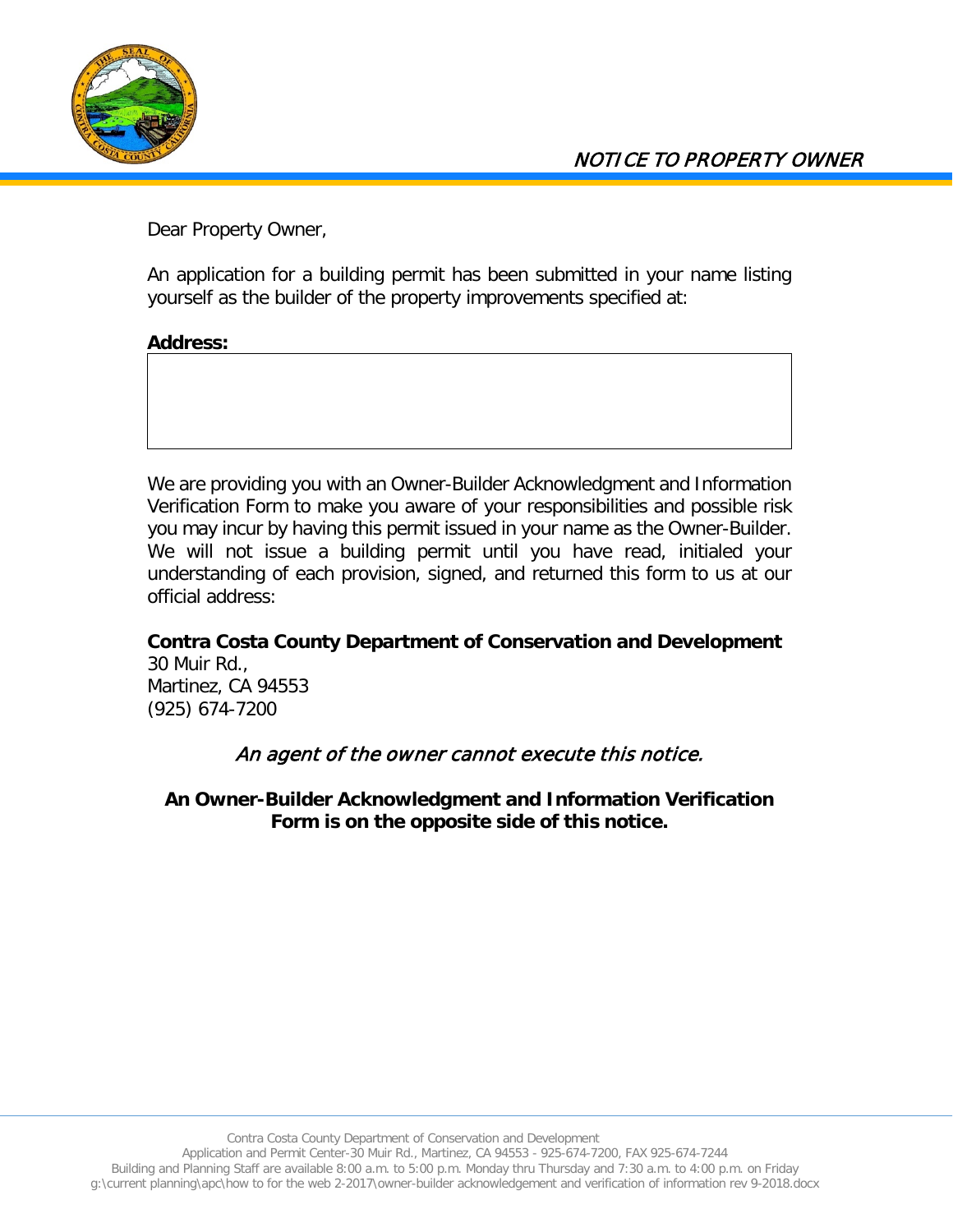# *NOTICE TO PROPERTY OWNER*

Dear Property Owner,

An application for a building permit has been submitted in your name listing yourself as the builder of the property improvements specified at:

**Address:**

| |
|---|
| |

We are providing you with an Owner-Builder Acknowledgment and Information Verification Form to make you aware of your responsibilities and possible risk you may incur by having this permit issued in your name as the Owner-Builder. We will not issue a building permit until you have read, initialed your understanding of each provision, signed, and returned this form to us at our official address:

**Contra Costa County Department of Conservation and Development**
30 Muir Rd.,
Martinez, CA 94553
(925) 674-7200

*An agent of the owner cannot execute this notice.*

**An Owner-Builder Acknowledgment and Information Verification Form is on the opposite side of this notice.**